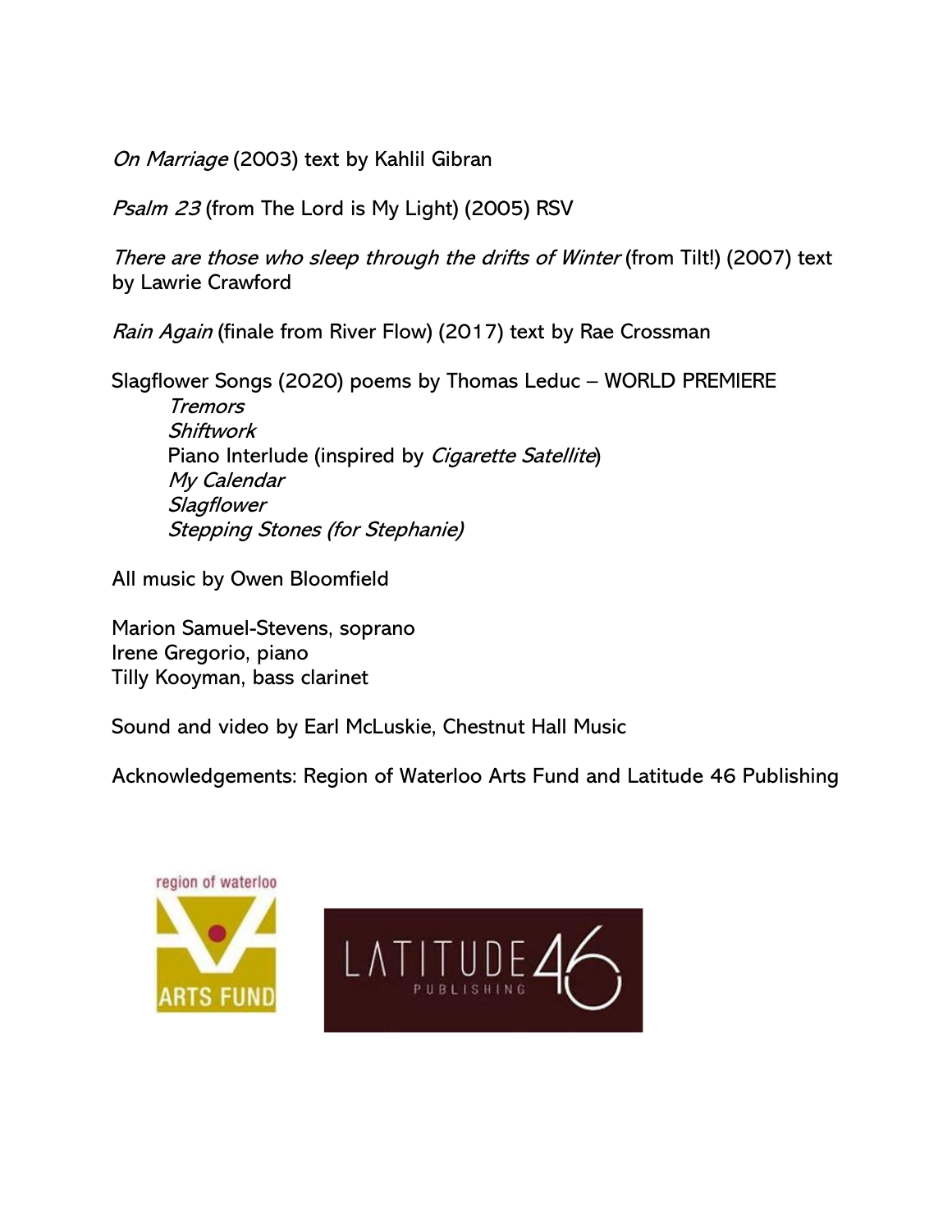*On Marriage* (2003) text by Kahlil Gibran

*Psalm 23* (from The Lord is My Light) (2005) RSV

*There are those who sleep through the drifts of Winter* (from Tilt!) (2007) text by Lawrie Crawford

*Rain Again* (finale from River Flow) (2017) text by Rae Crossman

Slagflower Songs (2020) poems by Thomas Leduc – WORLD PREMIERE

- *Tremors*
- *Shiftwork*
- Piano Interlude (inspired by *Cigarette Satellite*)
- *My Calendar*
- *Slagflower*
- *Stepping Stones (for Stephanie)*

All music by Owen Bloomfield

Marion Samuel-Stevens, soprano
Irene Gregorio, piano
Tilly Kooyman, bass clarinet

Sound and video by Earl McLuskie, Chestnut Hall Music

Acknowledgements: Region of Waterloo Arts Fund and Latitude 46 Publishing

region of waterloo ARTS FUND

LATITUDE 46 PUBLISHING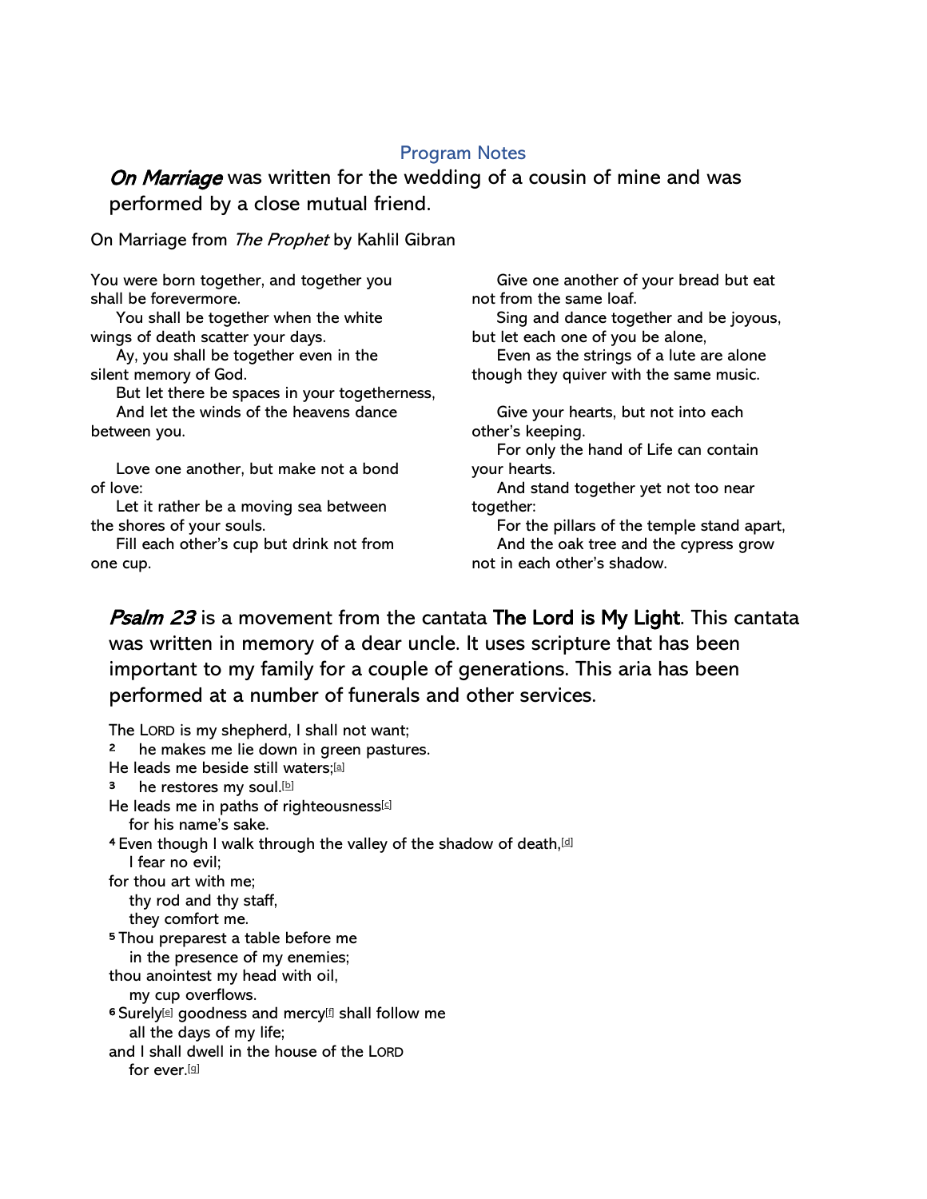## Program Notes

***On Marriage*** was written for the wedding of a cousin of mine and was performed by a close mutual friend.

On Marriage from *The Prophet* by Kahlil Gibran

You were born together, and together you shall be forevermore.
You shall be together when the white wings of death scatter your days.
Ay, you shall be together even in the silent memory of God.
But let there be spaces in your togetherness,
And let the winds of the heavens dance between you.

Love one another, but make not a bond of love:
Let it rather be a moving sea between the shores of your souls.
Fill each other's cup but drink not from one cup.
Give one another of your bread but eat not from the same loaf.
Sing and dance together and be joyous, but let each one of you be alone,
Even as the strings of a lute are alone though they quiver with the same music.

Give your hearts, but not into each other's keeping.
For only the hand of Life can contain your hearts.
And stand together yet not too near together:
For the pillars of the temple stand apart,
And the oak tree and the cypress grow not in each other's shadow.

***Psalm 23*** is a movement from the cantata **The Lord is My Light**. This cantata was written in memory of a dear uncle. It uses scripture that has been important to my family for a couple of generations. This aria has been performed at a number of funerals and other services.

The LORD is my shepherd, I shall not want;
2 he makes me lie down in green pastures.
He leads me beside still waters;[a]
3 he restores my soul.[b]
He leads me in paths of righteousness[c]
for his name's sake.
4 Even though I walk through the valley of the shadow of death,[d]
I fear no evil;
for thou art with me;
thy rod and thy staff,
they comfort me.
5 Thou preparest a table before me
in the presence of my enemies;
thou anointest my head with oil,
my cup overflows.
6 Surely[e] goodness and mercy[f] shall follow me
all the days of my life;
and I shall dwell in the house of the LORD
for ever.[g]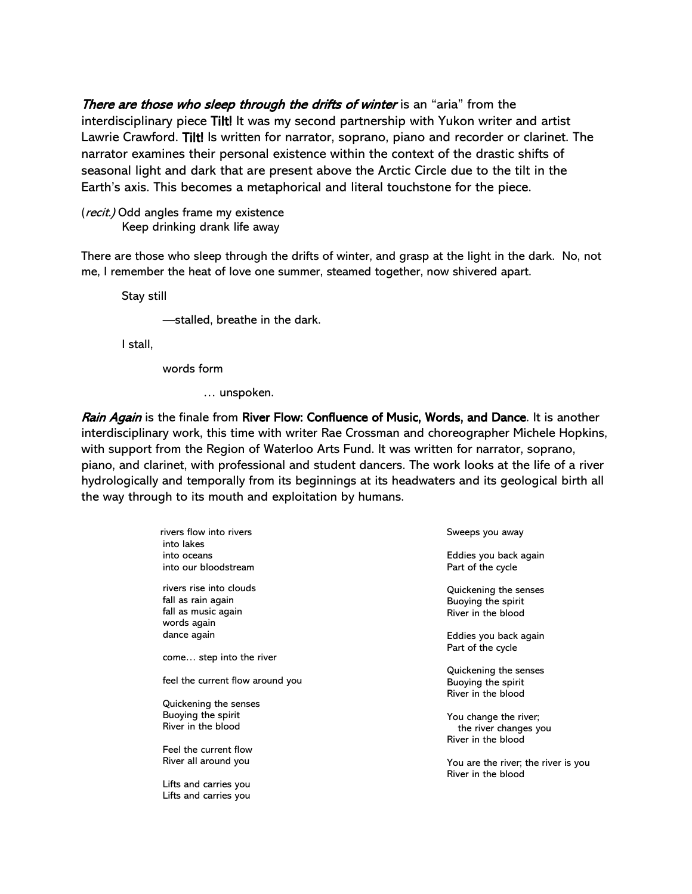***There are those who sleep through the drifts of winter*** is an "aria" from the interdisciplinary piece **Tilt!** It was my second partnership with Yukon writer and artist Lawrie Crawford. **Tilt!** Is written for narrator, soprano, piano and recorder or clarinet. The narrator examines their personal existence within the context of the drastic shifts of seasonal light and dark that are present above the Arctic Circle due to the tilt in the Earth's axis. This becomes a metaphorical and literal touchstone for the piece.

(*recit.*) Odd angles frame my existence
Keep drinking drank life away

There are those who sleep through the drifts of winter, and grasp at the light in the dark. No, not me, I remember the heat of love one summer, steamed together, now shivered apart.

Stay still

—stalled, breathe in the dark.

I stall,

words form

… unspoken.

***Rain Again*** is the finale from **River Flow: Confluence of Music, Words, and Dance**. It is another interdisciplinary work, this time with writer Rae Crossman and choreographer Michele Hopkins, with support from the Region of Waterloo Arts Fund. It was written for narrator, soprano, piano, and clarinet, with professional and student dancers. The work looks at the life of a river hydrologically and temporally from its beginnings at its headwaters and its geological birth all the way through to its mouth and exploitation by humans.

rivers flow into rivers
into lakes
into oceans
into our bloodstream

rivers rise into clouds
fall as rain again
fall as music again
words again
dance again

come… step into the river

feel the current flow around you

Quickening the senses
Buoying the spirit
River in the blood

Feel the current flow
River all around you

Lifts and carries you
Lifts and carries you

Sweeps you away

Eddies you back again
Part of the cycle

Quickening the senses
Buoying the spirit
River in the blood

Eddies you back again
Part of the cycle

Quickening the senses
Buoying the spirit
River in the blood

You change the river;
the river changes you
River in the blood

You are the river; the river is you
River in the blood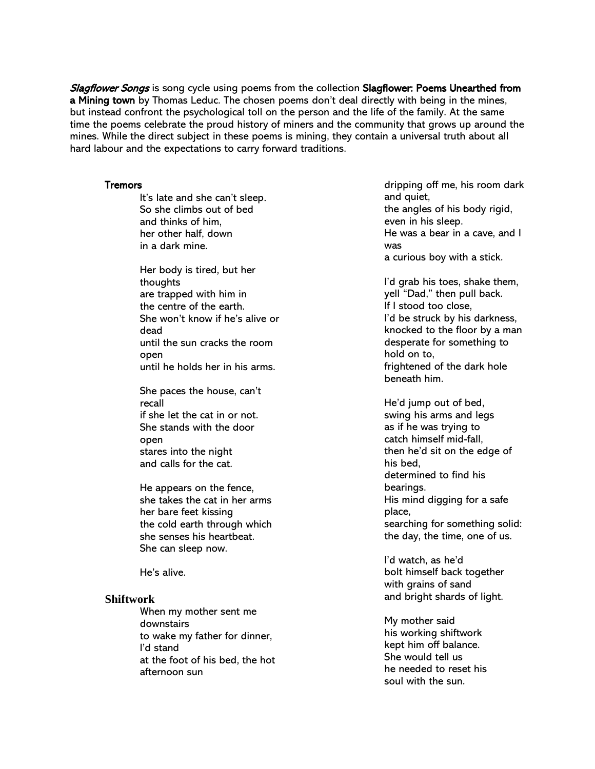*Slagflower Songs* is song cycle using poems from the collection **Slagflower: Poems Unearthed from a Mining town** by Thomas Leduc. The chosen poems don't deal directly with being in the mines, but instead confront the psychological toll on the person and the life of the family. At the same time the poems celebrate the proud history of miners and the community that grows up around the mines. While the direct subject in these poems is mining, they contain a universal truth about all hard labour and the expectations to carry forward traditions.

**Tremors**

It's late and she can't sleep.
So she climbs out of bed
and thinks of him,
her other half, down
in a dark mine.

Her body is tired, but her thoughts
are trapped with him in
the centre of the earth.
She won't know if he's alive or dead
until the sun cracks the room open
until he holds her in his arms.

She paces the house, can't recall
if she let the cat in or not.
She stands with the door open
stares into the night
and calls for the cat.

He appears on the fence,
she takes the cat in her arms
her bare feet kissing
the cold earth through which
she senses his heartbeat.
She can sleep now.

He's alive.

**Shiftwork**

When my mother sent me downstairs
to wake my father for dinner,
I'd stand
at the foot of his bed, the hot afternoon sun
dripping off me, his room dark and quiet,
the angles of his body rigid,
even in his sleep.
He was a bear in a cave, and I was
a curious boy with a stick.

I'd grab his toes, shake them,
yell "Dad," then pull back.
If I stood too close,
I'd be struck by his darkness,
knocked to the floor by a man
desperate for something to hold on to,
frightened of the dark hole beneath him.

He'd jump out of bed,
swing his arms and legs
as if he was trying to
catch himself mid-fall,
then he'd sit on the edge of his bed,
determined to find his bearings.
His mind digging for a safe place,
searching for something solid:
the day, the time, one of us.

I'd watch, as he'd
bolt himself back together
with grains of sand
and bright shards of light.

My mother said
his working shiftwork
kept him off balance.
She would tell us
he needed to reset his
soul with the sun.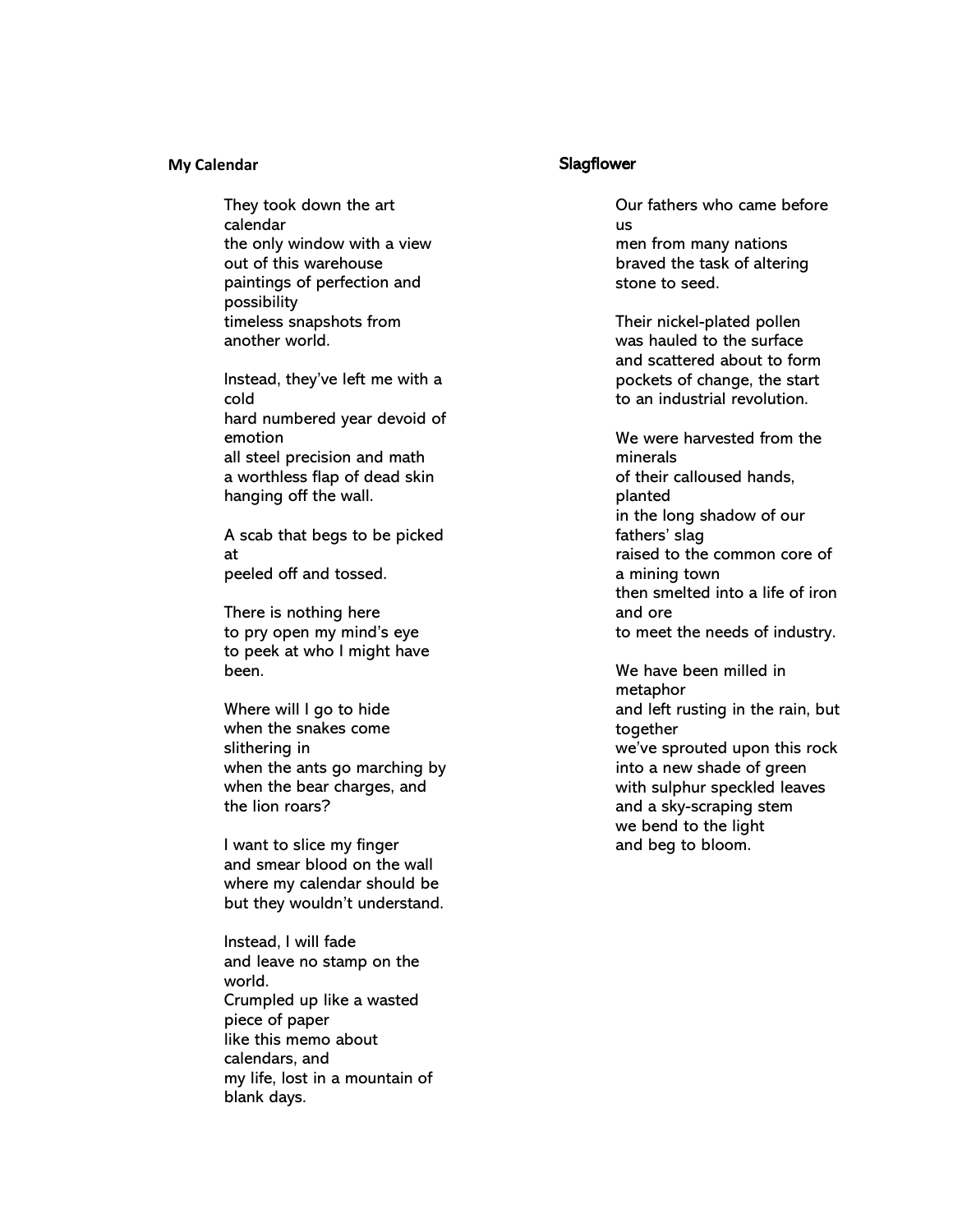## My Calendar

They took down the art calendar  
the only window with a view  
out of this warehouse  
paintings of perfection and possibility  
timeless snapshots from  
another world.

Instead, they've left me with a cold  
hard numbered year devoid of emotion  
all steel precision and math  
a worthless flap of dead skin  
hanging off the wall.

A scab that begs to be picked at  
peeled off and tossed.

There is nothing here  
to pry open my mind's eye  
to peek at who I might have been.

Where will I go to hide  
when the snakes come slithering in  
when the ants go marching by  
when the bear charges, and  
the lion roars?

I want to slice my finger  
and smear blood on the wall  
where my calendar should be  
but they wouldn't understand.

Instead, I will fade  
and leave no stamp on the world.  
Crumpled up like a wasted piece of paper  
like this memo about calendars, and  
my life, lost in a mountain of blank days.

## Slagflower

Our fathers who came before us  
men from many nations  
braved the task of altering  
stone to seed.

Their nickel-plated pollen  
was hauled to the surface  
and scattered about to form  
pockets of change, the start  
to an industrial revolution.

We were harvested from the minerals  
of their calloused hands, planted  
in the long shadow of our fathers' slag  
raised to the common core of  
a mining town  
then smelted into a life of iron and ore  
to meet the needs of industry.

We have been milled in metaphor  
and left rusting in the rain, but together  
we've sprouted upon this rock  
into a new shade of green  
with sulphur speckled leaves  
and a sky-scraping stem  
we bend to the light  
and beg to bloom.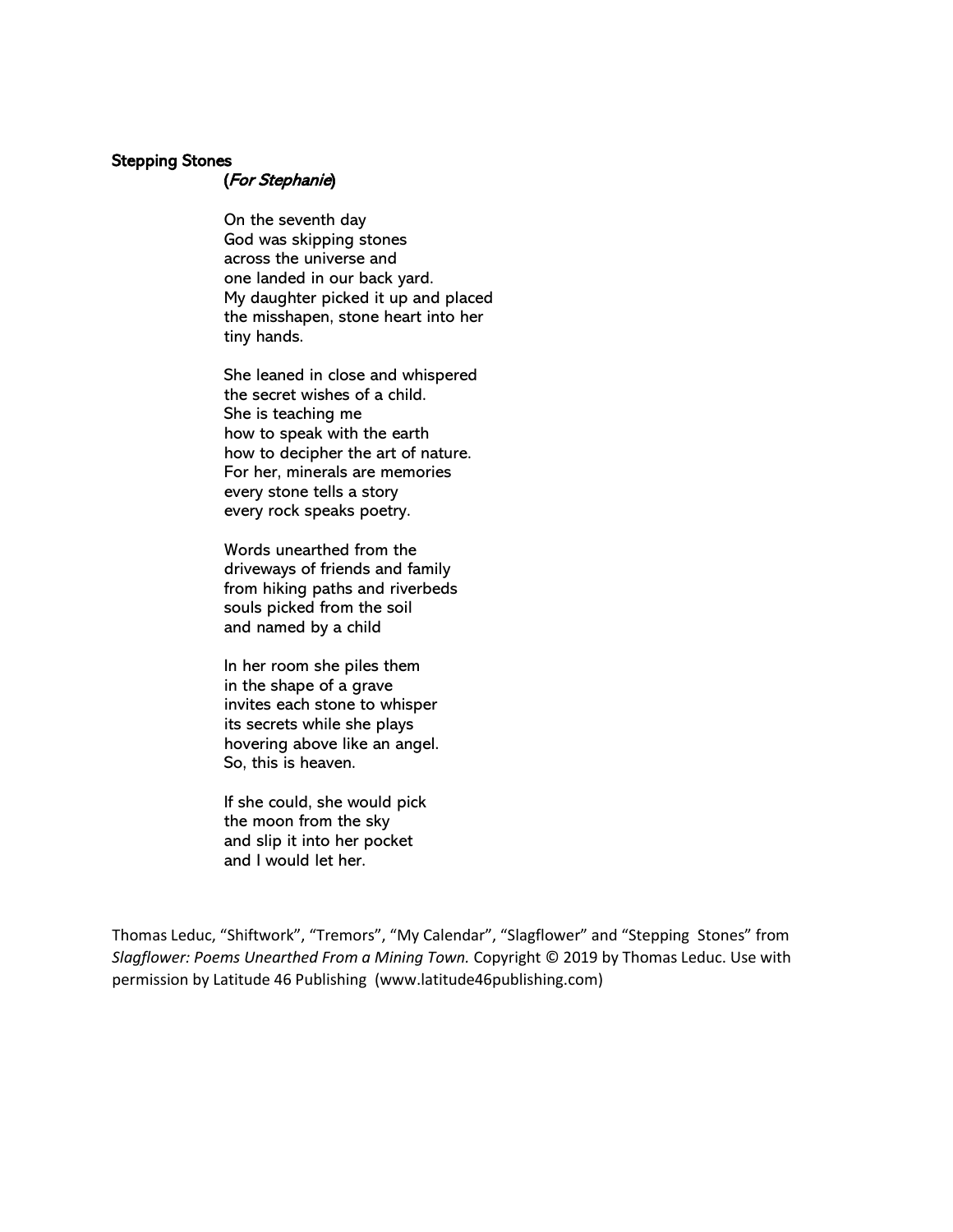### Stepping Stones

(*For Stephanie*)

On the seventh day  
God was skipping stones  
across the universe and  
one landed in our back yard.  
My daughter picked it up and placed  
the misshapen, stone heart into her  
tiny hands.

She leaned in close and whispered  
the secret wishes of a child.  
She is teaching me  
how to speak with the earth  
how to decipher the art of nature.  
For her, minerals are memories  
every stone tells a story  
every rock speaks poetry.

Words unearthed from the  
driveways of friends and family  
from hiking paths and riverbeds  
souls picked from the soil  
and named by a child

In her room she piles them  
in the shape of a grave  
invites each stone to whisper  
its secrets while she plays  
hovering above like an angel.  
So, this is heaven.

If she could, she would pick  
the moon from the sky  
and slip it into her pocket  
and I would let her.

Thomas Leduc, "Shiftwork", "Tremors", "My Calendar", "Slagflower" and "Stepping Stones" from *Slagflower: Poems Unearthed From a Mining Town.* Copyright © 2019 by Thomas Leduc. Use with permission by Latitude 46 Publishing (www.latitude46publishing.com)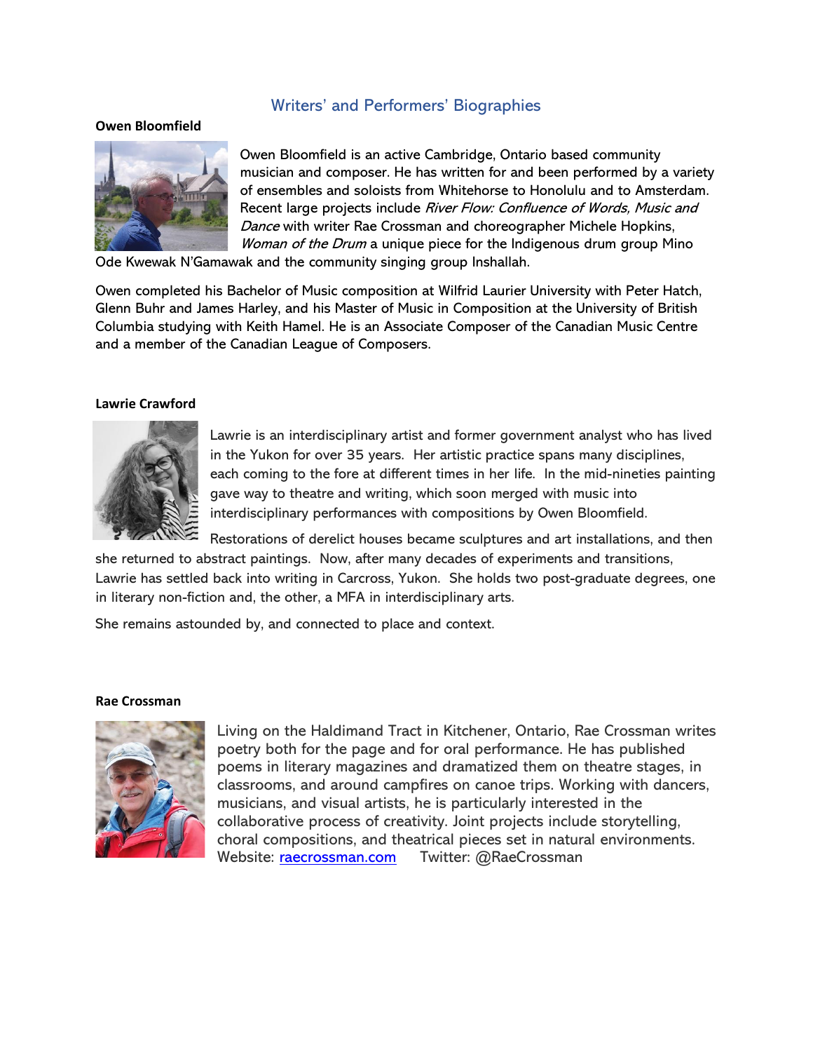## Writers' and Performers' Biographies

**Owen Bloomfield**

Owen Bloomfield is an active Cambridge, Ontario based community musician and composer. He has written for and been performed by a variety of ensembles and soloists from Whitehorse to Honolulu and to Amsterdam. Recent large projects include *River Flow: Confluence of Words, Music and Dance* with writer Rae Crossman and choreographer Michele Hopkins, *Woman of the Drum* a unique piece for the Indigenous drum group Mino Ode Kwewak N'Gamawak and the community singing group Inshallah.

Owen completed his Bachelor of Music composition at Wilfrid Laurier University with Peter Hatch, Glenn Buhr and James Harley, and his Master of Music in Composition at the University of British Columbia studying with Keith Hamel. He is an Associate Composer of the Canadian Music Centre and a member of the Canadian League of Composers.

**Lawrie Crawford**

Lawrie is an interdisciplinary artist and former government analyst who has lived in the Yukon for over 35 years. Her artistic practice spans many disciplines, each coming to the fore at different times in her life. In the mid-nineties painting gave way to theatre and writing, which soon merged with music into interdisciplinary performances with compositions by Owen Bloomfield. Restorations of derelict houses became sculptures and art installations, and then she returned to abstract paintings. Now, after many decades of experiments and transitions, Lawrie has settled back into writing in Carcross, Yukon. She holds two post-graduate degrees, one in literary non-fiction and, the other, a MFA in interdisciplinary arts.

She remains astounded by, and connected to place and context.

**Rae Crossman**

Living on the Haldimand Tract in Kitchener, Ontario, Rae Crossman writes poetry both for the page and for oral performance. He has published poems in literary magazines and dramatized them on theatre stages, in classrooms, and around campfires on canoe trips. Working with dancers, musicians, and visual artists, he is particularly interested in the collaborative process of creativity. Joint projects include storytelling, choral compositions, and theatrical pieces set in natural environments. Website: raecrossman.com Twitter: @RaeCrossman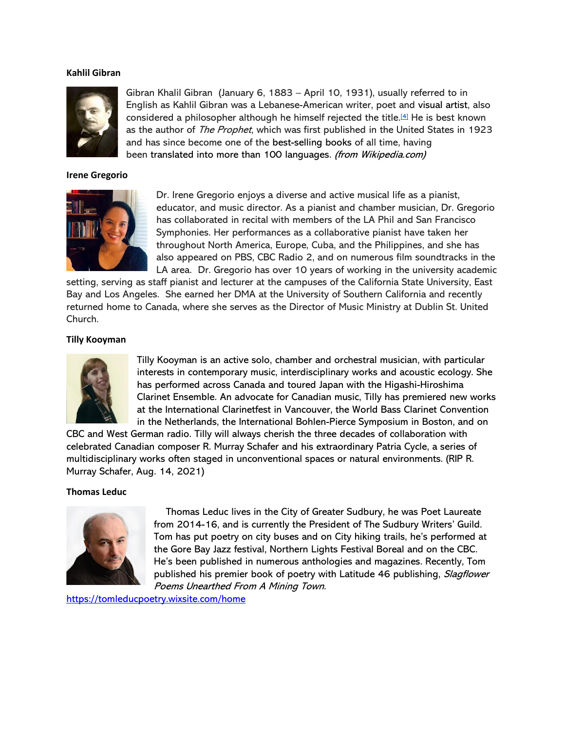**Kahlil Gibran**

Gibran Khalil Gibran (January 6, 1883 – April 10, 1931), usually referred to in English as Kahlil Gibran was a Lebanese-American writer, poet and visual artist, also considered a philosopher although he himself rejected the title.[4] He is best known as the author of *The Prophet*, which was first published in the United States in 1923 and has since become one of the best-selling books of all time, having been translated into more than 100 languages. *(from Wikipedia.com)*

**Irene Gregorio**

Dr. Irene Gregorio enjoys a diverse and active musical life as a pianist, educator, and music director. As a pianist and chamber musician, Dr. Gregorio has collaborated in recital with members of the LA Phil and San Francisco Symphonies. Her performances as a collaborative pianist have taken her throughout North America, Europe, Cuba, and the Philippines, and she has also appeared on PBS, CBC Radio 2, and on numerous film soundtracks in the LA area. Dr. Gregorio has over 10 years of working in the university academic setting, serving as staff pianist and lecturer at the campuses of the California State University, East Bay and Los Angeles. She earned her DMA at the University of Southern California and recently returned home to Canada, where she serves as the Director of Music Ministry at Dublin St. United Church.

**Tilly Kooyman**

Tilly Kooyman is an active solo, chamber and orchestral musician, with particular interests in contemporary music, interdisciplinary works and acoustic ecology. She has performed across Canada and toured Japan with the Higashi-Hiroshima Clarinet Ensemble. An advocate for Canadian music, Tilly has premiered new works at the International Clarinetfest in Vancouver, the World Bass Clarinet Convention in the Netherlands, the International Bohlen-Pierce Symposium in Boston, and on CBC and West German radio. Tilly will always cherish the three decades of collaboration with celebrated Canadian composer R. Murray Schafer and his extraordinary Patria Cycle, a series of multidisciplinary works often staged in unconventional spaces or natural environments. (RIP R. Murray Schafer, Aug. 14, 2021)

**Thomas Leduc**

Thomas Leduc lives in the City of Greater Sudbury, he was Poet Laureate from 2014-16, and is currently the President of The Sudbury Writers' Guild. Tom has put poetry on city buses and on City hiking trails, he's performed at the Gore Bay Jazz festival, Northern Lights Festival Boreal and on the CBC. He's been published in numerous anthologies and magazines. Recently, Tom published his premier book of poetry with Latitude 46 publishing, *Slagflower Poems Unearthed From A Mining Town*.

https://tomleducpoetry.wixsite.com/home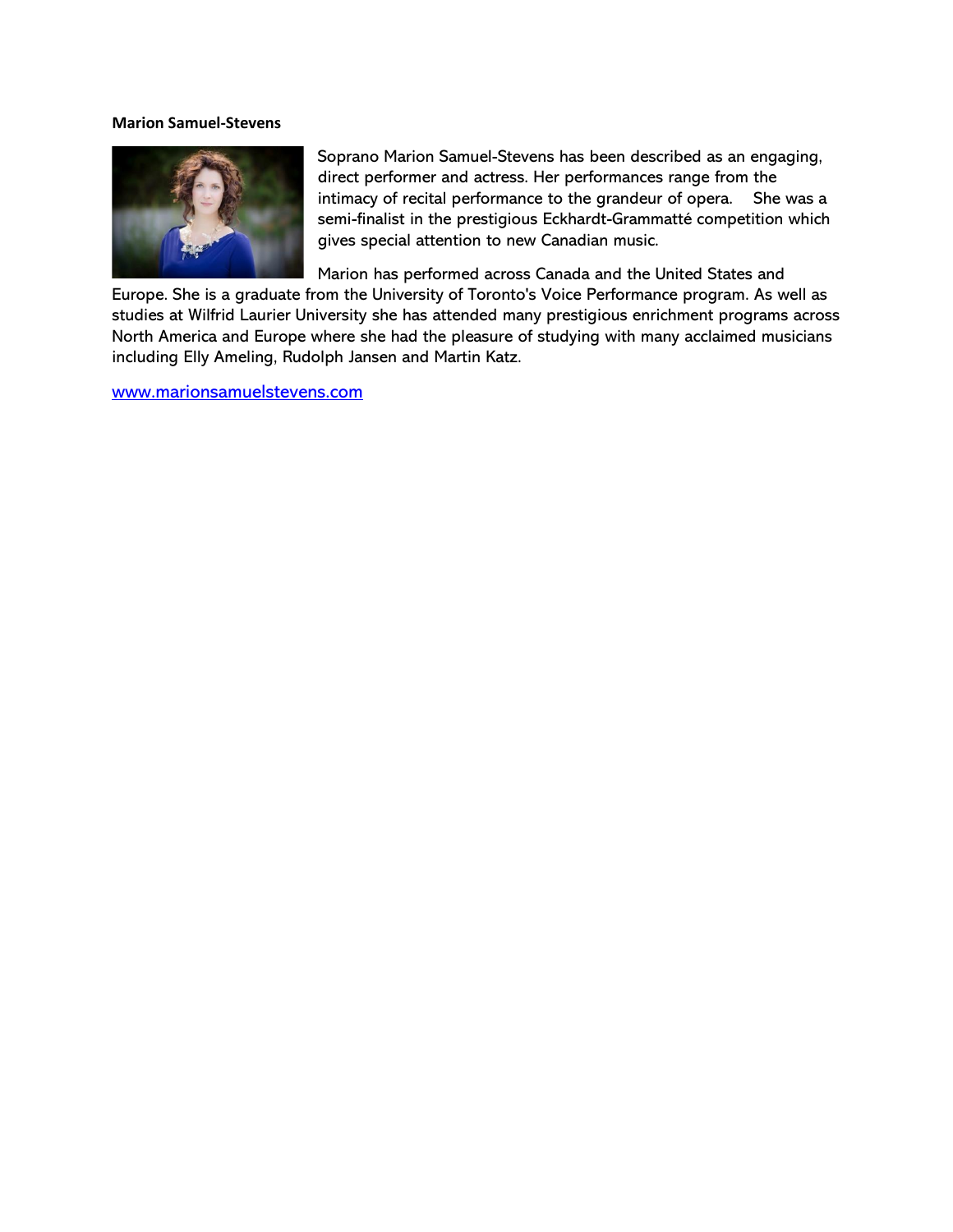**Marion Samuel-Stevens**

Soprano Marion Samuel-Stevens has been described as an engaging, direct performer and actress. Her performances range from the intimacy of recital performance to the grandeur of opera. She was a semi-finalist in the prestigious Eckhardt-Grammatté competition which gives special attention to new Canadian music.

Marion has performed across Canada and the United States and Europe. She is a graduate from the University of Toronto's Voice Performance program. As well as studies at Wilfrid Laurier University she has attended many prestigious enrichment programs across North America and Europe where she had the pleasure of studying with many acclaimed musicians including Elly Ameling, Rudolph Jansen and Martin Katz.

[www.marionsamuelstevens.com](http://www.marionsamuelstevens.com)